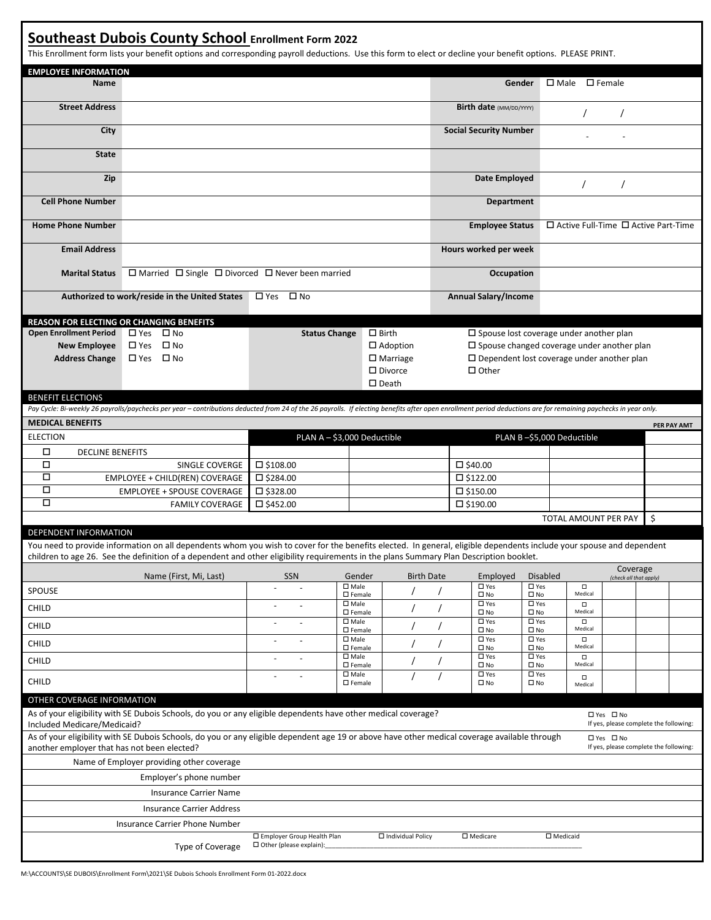# Southeast Dubois County School Enrollment Form 2022

This Enrollment form lists your benefit options and corresponding payroll deductions. Use this form to elect or decline your benefit options. PLEASE PRINT.

## EMPLOYEE INFORMATION

| | | | |
|---|---|---|---|
| **Name** | | **Gender** | ☐ Male ☐ Female |
| **Street Address** | | **Birth date** (MM/DD/YYYY) | / / |
| **City** | | **Social Security Number** | - - |
| **State** | | | |
| **Zip** | | **Date Employed** | / / |
| **Cell Phone Number** | | **Department** | |
| **Home Phone Number** | | **Employee Status** | ☐ Active Full-Time ☐ Active Part-Time |
| **Email Address** | | **Hours worked per week** | |
| **Marital Status** | ☐ Married ☐ Single ☐ Divorced ☐ Never been married | **Occupation** | |
| **Authorized to work/reside in the United States** | ☐ Yes ☐ No | **Annual Salary/Income** | |

## REASON FOR ELECTING OR CHANGING BENEFITS

| | | | | |
|---|---|---|---|---|
| **Open Enrollment Period** | ☐ Yes ☐ No | **Status Change** | ☐ Birth | ☐ Spouse lost coverage under another plan |
| **New Employee** | ☐ Yes ☐ No | | ☐ Adoption | ☐ Spouse changed coverage under another plan |
| **Address Change** | ☐ Yes ☐ No | | ☐ Marriage | ☐ Dependent lost coverage under another plan |
| | | | ☐ Divorce | ☐ Other |
| | | | ☐ Death | |

## BENEFIT ELECTIONS

*Pay Cycle: Bi-weekly 26 payrolls/paychecks per year – contributions deducted from 24 of the 26 payrolls. If electing benefits after open enrollment period deductions are for remaining paychecks in year only.*

## MEDICAL BENEFITS

| ELECTION | | PLAN A – $3,000 Deductible | | PLAN B –$5,000 Deductible | | PER PAY AMT |
|---|---|---|---|---|---|---|
| ☐ | DECLINE BENEFITS | | | | | |
| ☐ | SINGLE COVERGE | ☐ $108.00 | | ☐ $40.00 | | |
| ☐ | EMPLOYEE + CHILD(REN) COVERAGE | ☐ $284.00 | | ☐ $122.00 | | |
| ☐ | EMPLOYEE + SPOUSE COVERAGE | ☐ $328.00 | | ☐ $150.00 | | |
| ☐ | FAMILY COVERAGE | ☐ $452.00 | | ☐ $190.00 | | |
| | | | | | TOTAL AMOUNT PER PAY | $ |

## DEPENDENT INFORMATION

You need to provide information on all dependents whom you wish to cover for the benefits elected. In general, eligible dependents include your spouse and dependent children to age 26. See the definition of a dependent and other eligibility requirements in the plans Summary Plan Description booklet.

| | Name (First, Mi, Last) | SSN | Gender | Birth Date | Employed | Disabled | Coverage (check all that apply) | | | |
|---|---|---|---|---|---|---|---|---|---|---|
| SPOUSE | | - - | ☐ Male ☐ Female | / / | ☐ Yes ☐ No | ☐ Yes ☐ No | ☐ Medical | | | |
| CHILD | | - - | ☐ Male ☐ Female | / / | ☐ Yes ☐ No | ☐ Yes ☐ No | ☐ Medical | | | |
| CHILD | | - - | ☐ Male ☐ Female | / / | ☐ Yes ☐ No | ☐ Yes ☐ No | ☐ Medical | | | |
| CHILD | | - - | ☐ Male ☐ Female | / / | ☐ Yes ☐ No | ☐ Yes ☐ No | ☐ Medical | | | |
| CHILD | | - - | ☐ Male ☐ Female | / / | ☐ Yes ☐ No | ☐ Yes ☐ No | ☐ Medical | | | |
| CHILD | | - - | ☐ Male ☐ Female | / / | ☐ Yes ☐ No | ☐ Yes ☐ No | ☐ Medical | | | |

## OTHER COVERAGE INFORMATION

| | |
|---|---|
| As of your eligibility with SE Dubois Schools, do you or any eligible dependents have other medical coverage? Included Medicare/Medicaid? | ☐ Yes ☐ No If yes, please complete the following: |
| As of your eligibility with SE Dubois Schools, do you or any eligible dependent age 19 or above have other medical coverage available through another employer that has not been elected? | ☐ Yes ☐ No If yes, please complete the following: |
| Name of Employer providing other coverage | |
| Employer's phone number | |
| Insurance Carrier Name | |
| Insurance Carrier Address | |
| Insurance Carrier Phone Number | |
| Type of Coverage | ☐ Employer Group Health Plan ☐ Individual Policy ☐ Medicare ☐ Medicaid ☐ Other (please explain):\_\_\_\_\_\_\_\_\_\_ |

M:\ACCOUNTS\SE DUBOIS\Enrollment Form\2021\SE Dubois Schools Enrollment Form 01-2022.docx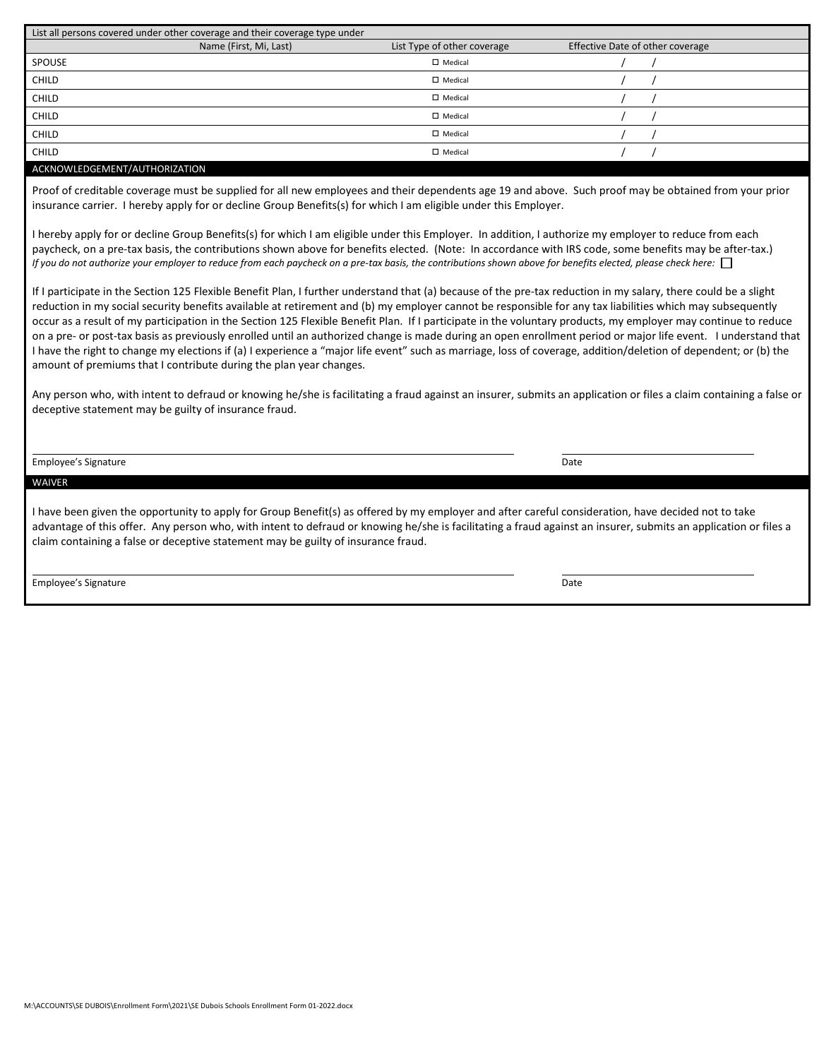List all persons covered under other coverage and their coverage type under

| | Name (First, Mi, Last) | List Type of other coverage | Effective Date of other coverage |
|---|---|---|---|
| SPOUSE | | ☐ Medical | / / |
| CHILD | | ☐ Medical | / / |
| CHILD | | ☐ Medical | / / |
| CHILD | | ☐ Medical | / / |
| CHILD | | ☐ Medical | / / |
| CHILD | | ☐ Medical | / / |

## ACKNOWLEDGEMENT/AUTHORIZATION

Proof of creditable coverage must be supplied for all new employees and their dependents age 19 and above. Such proof may be obtained from your prior insurance carrier. I hereby apply for or decline Group Benefits(s) for which I am eligible under this Employer.

I hereby apply for or decline Group Benefits(s) for which I am eligible under this Employer. In addition, I authorize my employer to reduce from each paycheck, on a pre-tax basis, the contributions shown above for benefits elected. (Note: In accordance with IRS code, some benefits may be after-tax.) *If you do not authorize your employer to reduce from each paycheck on a pre-tax basis, the contributions shown above for benefits elected, please check here:* ☐

If I participate in the Section 125 Flexible Benefit Plan, I further understand that (a) because of the pre-tax reduction in my salary, there could be a slight reduction in my social security benefits available at retirement and (b) my employer cannot be responsible for any tax liabilities which may subsequently occur as a result of my participation in the Section 125 Flexible Benefit Plan. If I participate in the voluntary products, my employer may continue to reduce on a pre- or post-tax basis as previously enrolled until an authorized change is made during an open enrollment period or major life event. I understand that I have the right to change my elections if (a) I experience a "major life event" such as marriage, loss of coverage, addition/deletion of dependent; or (b) the amount of premiums that I contribute during the plan year changes.

Any person who, with intent to defraud or knowing he/she is facilitating a fraud against an insurer, submits an application or files a claim containing a false or deceptive statement may be guilty of insurance fraud.

Employee's Signature ______________________ Date ______________

## WAIVER

I have been given the opportunity to apply for Group Benefit(s) as offered by my employer and after careful consideration, have decided not to take advantage of this offer. Any person who, with intent to defraud or knowing he/she is facilitating a fraud against an insurer, submits an application or files a claim containing a false or deceptive statement may be guilty of insurance fraud.

Employee's Signature ______________________ Date ______________

M:\ACCOUNTS\SE DUBOIS\Enrollment Form\2021\SE Dubois Schools Enrollment Form 01-2022.docx